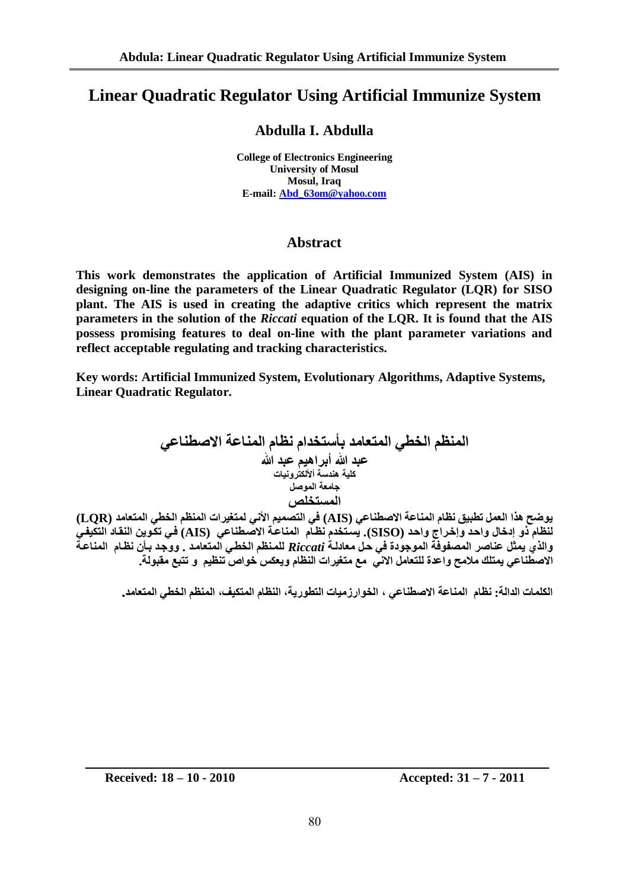# Linear Quadratic Regulator Using Artificial Immunize System

## Abdulla I. Abdulla

**College of Electronics Engineering**
**University of Mosul**
**Mosul, Iraq**
**E-mail: Abd_63om@yahoo.com**

## Abstract

**This work demonstrates the application of Artificial Immunized System (AIS) in designing on-line the parameters of the Linear Quadratic Regulator (LQR) for SISO plant. The AIS is used in creating the adaptive critics which represent the matrix parameters in the solution of the *Riccati* equation of the LQR. It is found that the AIS possess promising features to deal on-line with the plant parameter variations and reflect acceptable regulating and tracking characteristics.**

**Key words: Artificial Immunized System, Evolutionary Algorithms, Adaptive Systems, Linear Quadratic Regulator.**

## المنظم الخطي المتعامد بأستخدام نظام المناعة الاصطناعي

**عبد الله أبراهيم عبد الله**
**كلية هندسة ألألكترونيات**
**جامعة الموصل**

## المستخلص

**يوضح هذا العمل تطبيق نظام المناعة الاصطناعي (AIS) في التصميم الأني لمتغيرات المنظم الخطي المتعامد (LQR) لنظام ذو إدخال واحد وإخراج واحد (SISO). يستخدم نظام المناعة الاصطناعي (AIS) في تكوين النقاد التكيفي والذي يمثل عناصر المصفوفة الموجودة في حل معادلة *Riccati* للمنظم الخطي المتعامد . ووجد بأن نظام المناعة الاصطناعي يمتلك ملامح واعدة للتعامل الانى مع متغيرات النظام ويعكس خواص تنظيم و تتبع مقبولة.**

**الكلمات الدالة: نظام المناعة الاصطناعي ، الخوارزميات التطورية، النظام المتكيف، المنظم الخطي المتعامد.**

**Received: 18 – 10 - 2010 Accepted: 31 – 7 - 2011**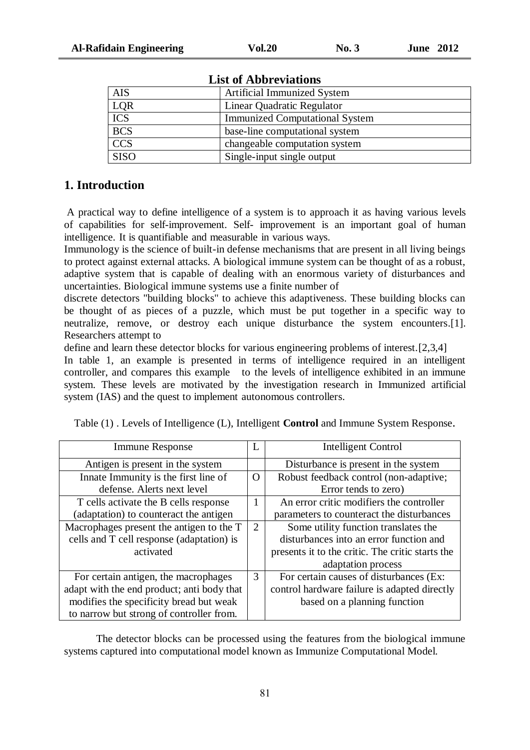**List of Abbreviations**

| | |
|---|---|
| AIS | Artificial Immunized System |
| LQR | Linear Quadratic Regulator |
| ICS | Immunized Computational System |
| BCS | base-line computational system |
| CCS | changeable computation system |
| SISO | Single-input single output |

## 1. Introduction

A practical way to define intelligence of a system is to approach it as having various levels of capabilities for self-improvement. Self- improvement is an important goal of human intelligence. It is quantifiable and measurable in various ways.

Immunology is the science of built-in defense mechanisms that are present in all living beings to protect against external attacks. A biological immune system can be thought of as a robust, adaptive system that is capable of dealing with an enormous variety of disturbances and uncertainties. Biological immune systems use a finite number of discrete detectors "building blocks" to achieve this adaptiveness. These building blocks can be thought of as pieces of a puzzle, which must be put together in a specific way to neutralize, remove, or destroy each unique disturbance the system encounters.[1]. Researchers attempt to define and learn these detector blocks for various engineering problems of interest.[2,3,4]

In table 1, an example is presented in terms of intelligence required in an intelligent controller, and compares this example to the levels of intelligence exhibited in an immune system. These levels are motivated by the investigation research in Immunized artificial system (IAS) and the quest to implement autonomous controllers.

Table (1) . Levels of Intelligence (L), Intelligent **Control** and Immune System Response.

| Immune Response | L | Intelligent Control |
|---|---|---|
| Antigen is present in the system | | Disturbance is present in the system |
| Innate Immunity is the first line of defense. Alerts next level | O | Robust feedback control (non-adaptive; Error tends to zero) |
| T cells activate the B cells response (adaptation) to counteract the antigen | 1 | An error critic modifiers the controller parameters to counteract the disturbances |
| Macrophages present the antigen to the T cells and T cell response (adaptation) is activated | 2 | Some utility function translates the disturbances into an error function and presents it to the critic. The critic starts the adaptation process |
| For certain antigen, the macrophages adapt with the end product; anti body that modifies the specificity bread but weak to narrow but strong of controller from. | 3 | For certain causes of disturbances (Ex: control hardware failure is adapted directly based on a planning function |

The detector blocks can be processed using the features from the biological immune systems captured into computational model known as Immunize Computational Model.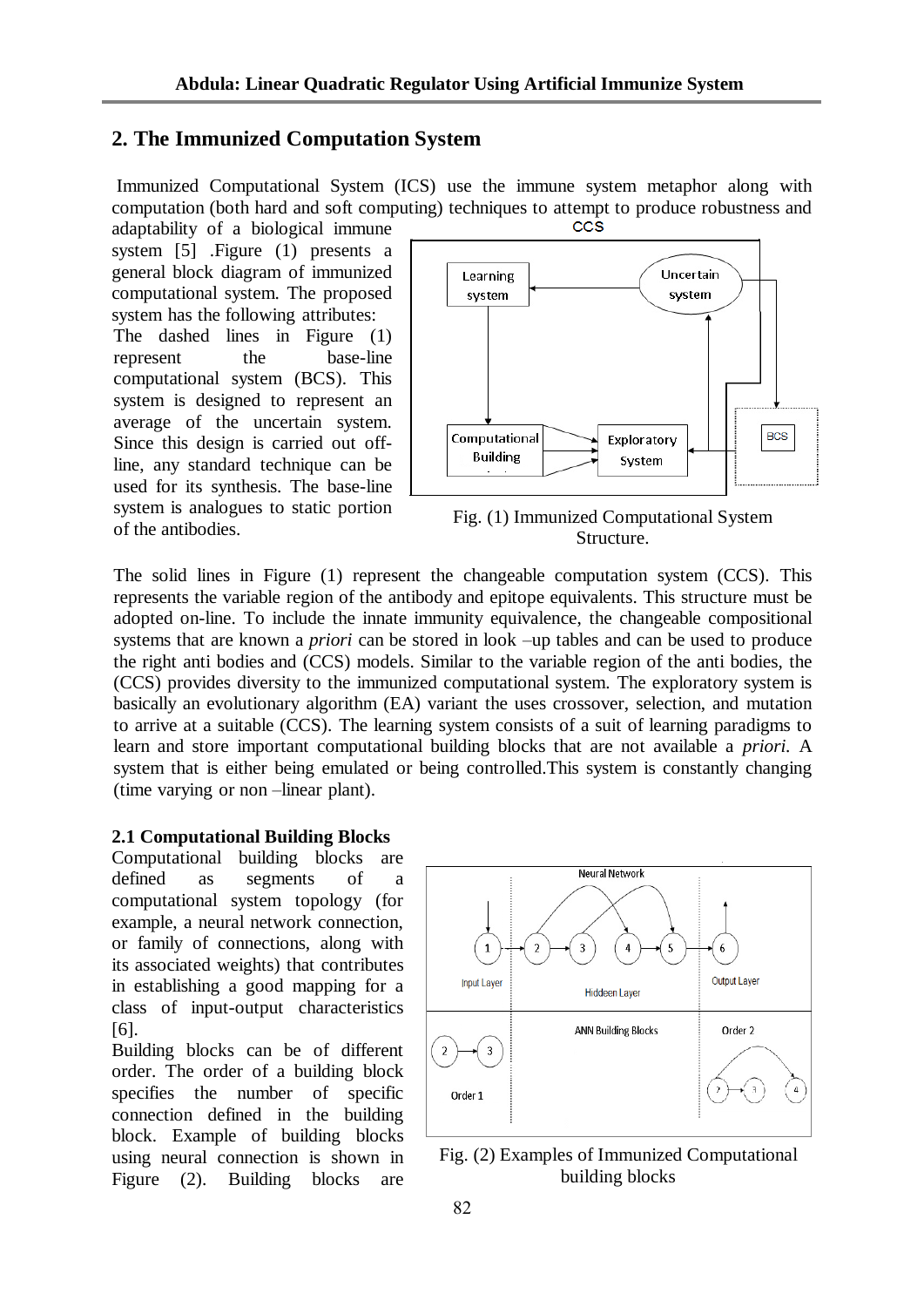## 2. The Immunized Computation System

Immunized Computational System (ICS) use the immune system metaphor along with computation (both hard and soft computing) techniques to attempt to produce robustness and adaptability of a biological immune system [5] .Figure (1) presents a general block diagram of immunized computational system. The proposed system has the following attributes:

The dashed lines in Figure (1) represent the base-line computational system (BCS). This system is designed to represent an average of the uncertain system. Since this design is carried out off-line, any standard technique can be used for its synthesis. The base-line system is analogues to static portion of the antibodies.

Fig. (1) Immunized Computational System Structure.

The solid lines in Figure (1) represent the changeable computation system (CCS). This represents the variable region of the antibody and epitope equivalents. This structure must be adopted on-line. To include the innate immunity equivalence, the changeable compositional systems that are known a *priori* can be stored in look –up tables and can be used to produce the right anti bodies and (CCS) models. Similar to the variable region of the anti bodies, the (CCS) provides diversity to the immunized computational system. The exploratory system is basically an evolutionary algorithm (EA) variant the uses crossover, selection, and mutation to arrive at a suitable (CCS). The learning system consists of a suit of learning paradigms to learn and store important computational building blocks that are not available a *priori*. A system that is either being emulated or being controlled.This system is constantly changing (time varying or non –linear plant).

### 2.1 Computational Building Blocks

Computational building blocks are defined as segments of a computational system topology (for example, a neural network connection, or family of connections, along with its associated weights) that contributes in establishing a good mapping for a class of input-output characteristics [6].

Building blocks can be of different order. The order of a building block specifies the number of specific connection defined in the building block. Example of building blocks using neural connection is shown in Figure (2). Building blocks are

Fig. (2) Examples of Immunized Computational building blocks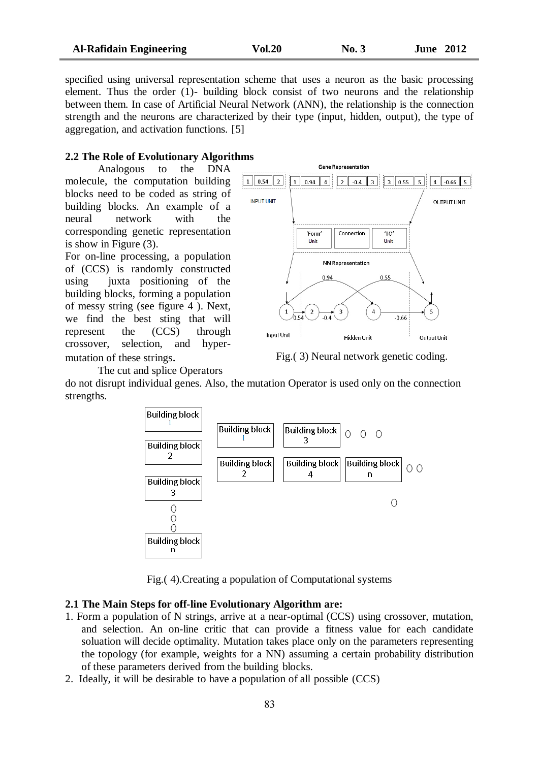specified using universal representation scheme that uses a neuron as the basic processing element. Thus the order (1)- building block consist of two neurons and the relationship between them. In case of Artificial Neural Network (ANN), the relationship is the connection strength and the neurons are characterized by their type (input, hidden, output), the type of aggregation, and activation functions. [5]

### 2.2 The Role of Evolutionary Algorithms

Analogous to the DNA molecule, the computation building blocks need to be coded as string of building blocks. An example of a neural network with the corresponding genetic representation is show in Figure (3).

For on-line processing, a population of (CCS) is randomly constructed using juxta positioning of the building blocks, forming a population of messy string (see figure 4 ). Next, we find the best sting that will represent the (CCS) through crossover, selection, and hyper-mutation of these strings.

Fig.( 3) Neural network genetic coding.

The cut and splice Operators do not disrupt individual genes. Also, the mutation Operator is used only on the connection strengths.

Fig.( 4).Creating a population of Computational systems

### 2.1 The Main Steps for off-line Evolutionary Algorithm are:

1. Form a population of N strings, arrive at a near-optimal (CCS) using crossover, mutation, and selection. An on-line critic that can provide a fitness value for each candidate soluation will decide optimality. Mutation takes place only on the parameters representing the topology (for example, weights for a NN) assuming a certain probability distribution of these parameters derived from the building blocks.
2. Ideally, it will be desirable to have a population of all possible (CCS)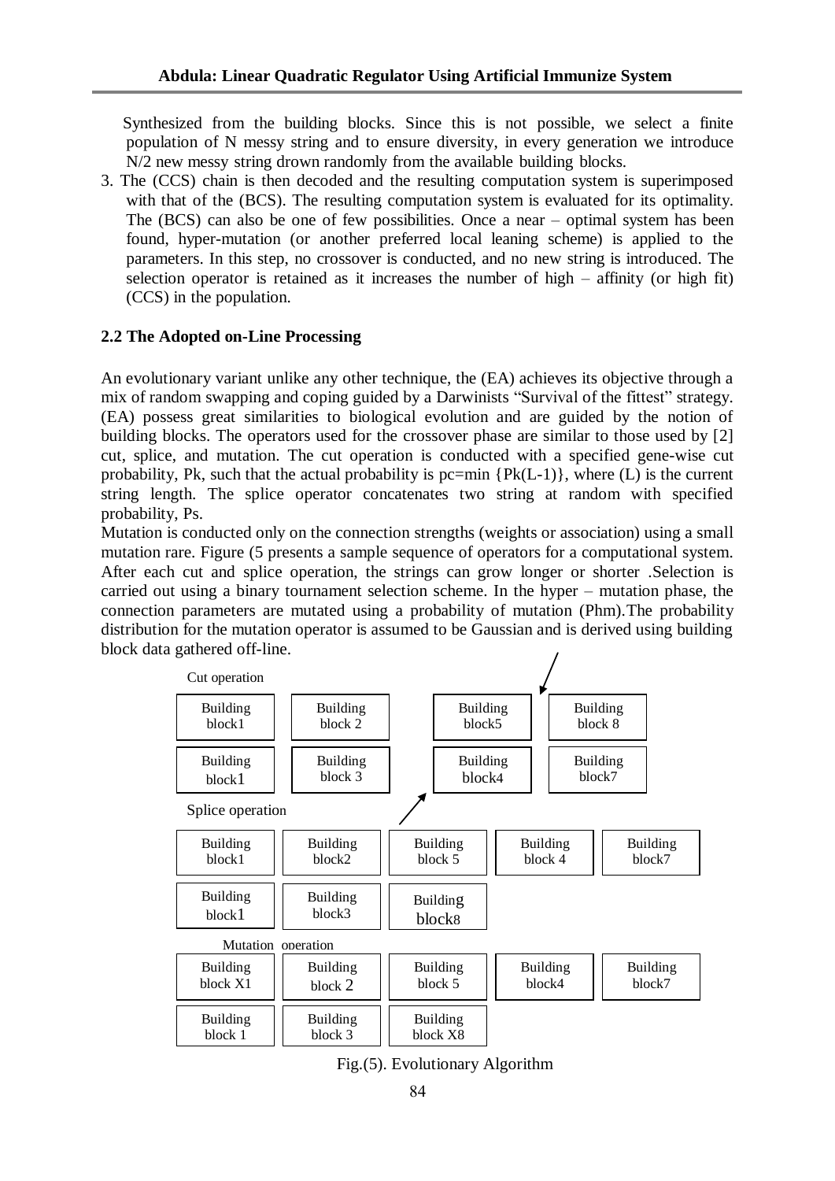Synthesized from the building blocks. Since this is not possible, we select a finite population of N messy string and to ensure diversity, in every generation we introduce N/2 new messy string drown randomly from the available building blocks.

3. The (CCS) chain is then decoded and the resulting computation system is superimposed with that of the (BCS). The resulting computation system is evaluated for its optimality. The (BCS) can also be one of few possibilities. Once a near – optimal system has been found, hyper-mutation (or another preferred local leaning scheme) is applied to the parameters. In this step, no crossover is conducted, and no new string is introduced. The selection operator is retained as it increases the number of high – affinity (or high fit) (CCS) in the population.

### 2.2 The Adopted on-Line Processing

An evolutionary variant unlike any other technique, the (EA) achieves its objective through a mix of random swapping and coping guided by a Darwinists "Survival of the fittest" strategy. (EA) possess great similarities to biological evolution and are guided by the notion of building blocks. The operators used for the crossover phase are similar to those used by [2] cut, splice, and mutation. The cut operation is conducted with a specified gene-wise cut probability, Pk, such that the actual probability is pc=min {Pk(L-1)}, where (L) is the current string length. The splice operator concatenates two string at random with specified probability, Ps.

Mutation is conducted only on the connection strengths (weights or association) using a small mutation rare. Figure (5 presents a sample sequence of operators for a computational system. After each cut and splice operation, the strings can grow longer or shorter .Selection is carried out using a binary tournament selection scheme. In the hyper – mutation phase, the connection parameters are mutated using a probability of mutation (Phm).The probability distribution for the mutation operator is assumed to be Gaussian and is derived using building block data gathered off-line.

Cut operation

| Building block1 | Building block 2 | | Building block5 | Building block 8 |
|---|---|---|---|---|
| Building block1 | Building block 3 | | Building block4 | Building block7 |

Splice operation

| Building block1 | Building block2 | Building block 5 | Building block 4 | Building block7 |
|---|---|---|---|---|
| Building block1 | Building block3 | Building block8 | | |

Mutation operation

| Building block X1 | Building block 2 | Building block 5 | Building block4 | Building block7 |
|---|---|---|---|---|
| Building block 1 | Building block 3 | Building block X8 | | |

Fig.(5). Evolutionary Algorithm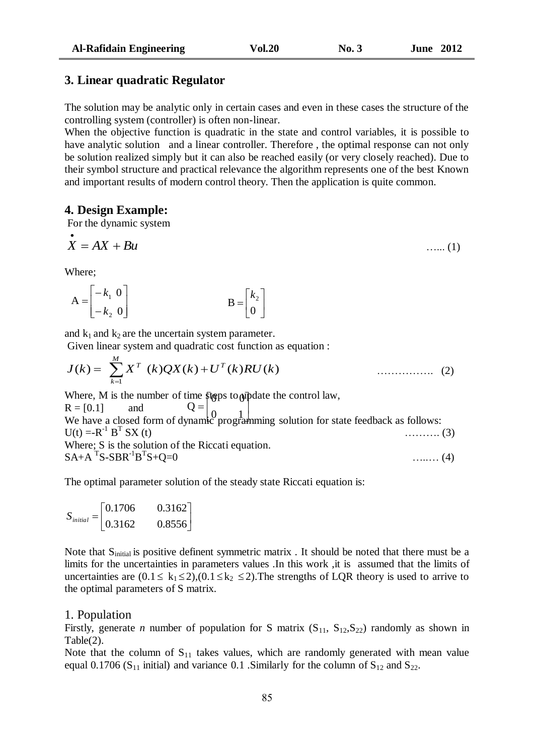## 3. Linear quadratic Regulator

The solution may be analytic only in certain cases and even in these cases the structure of the controlling system (controller) is often non-linear.

When the objective function is quadratic in the state and control variables, it is possible to have analytic solution and a linear controller. Therefore , the optimal response can not only be solution realized simply but it can also be reached easily (or very closely reached). Due to their symbol structure and practical relevance the algorithm represents one of the best Known and important results of modern control theory. Then the application is quite common.

## 4. Design Example:

For the dynamic system

$$\dot{X} = AX + Bu \qquad \text{…... (1)}$$

Where;

$$A = \begin{bmatrix} -k_1 & 0 \\ -k_2 & 0 \end{bmatrix} \qquad B = \begin{bmatrix} k_2 \\ 0 \end{bmatrix}$$

and $k_1$ and $k_2$ are the uncertain system parameter.

Given linear system and quadratic cost function as equation :

$$J(k) = \sum_{k=1}^{M} X^T(k)QX(k) + U^T(k)RU(k) \qquad \text{……………. (2)}$$

Where, M is the number of time steps to update the control law,

$R = [0.1]$ and $Q = \begin{bmatrix} 0 & 0 \\ 0 & 1 \end{bmatrix}$

We have a closed form of dynamic programming solution for state feedback as follows:

$U(t) = -R^{-1} B^T SX(t)$ ………. (3)

Where; S is the solution of the Riccati equation.

$SA + A^T S - SBR^{-1}B^T S + Q = 0$ …..… (4)

The optimal parameter solution of the steady state Riccati equation is:

$$S_{initial} = \begin{bmatrix} 0.1706 & 0.3162 \\ 0.3162 & 0.8556 \end{bmatrix}$$

Note that $S_{initial}$ is positive definent symmetric matrix . It should be noted that there must be a limits for the uncertainties in parameters values .In this work ,it is assumed that the limits of uncertainties are $(0.1 \le k_1 \le 2), (0.1 \le k_2 \le 2)$.The strengths of LQR theory is used to arrive to the optimal parameters of S matrix.

1. Population

Firstly, generate *n* number of population for S matrix ($S_{11}$, $S_{12}$,$S_{22}$) randomly as shown in Table(2).

Note that the column of $S_{11}$ takes values, which are randomly generated with mean value equal 0.1706 ($S_{11}$ initial) and variance 0.1 .Similarly for the column of $S_{12}$ and $S_{22}$.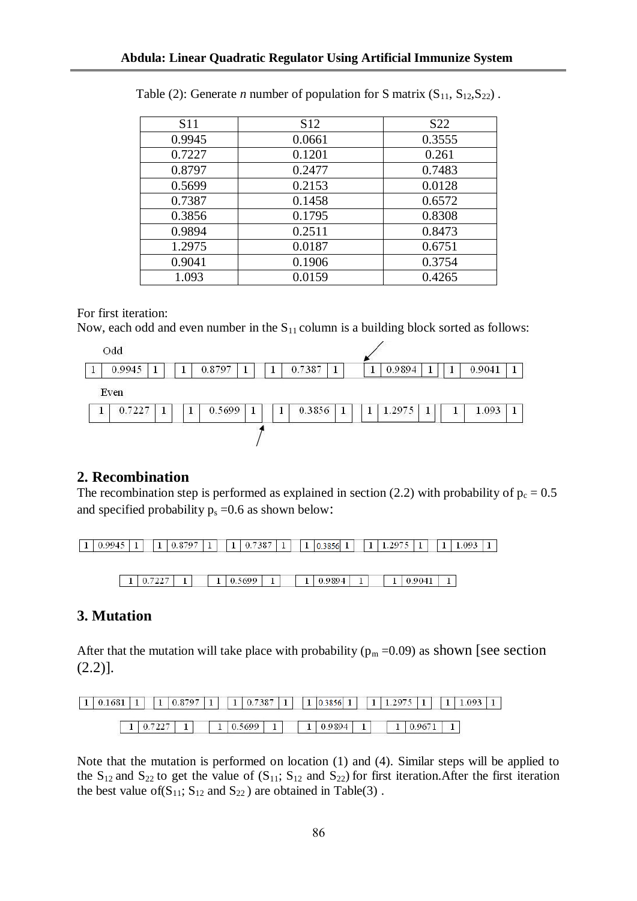Table (2): Generate *n* number of population for S matrix ($S_{11}$, $S_{12}$,$S_{22}$) .

| S11 | S12 | S22 |
|---|---|---|
| 0.9945 | 0.0661 | 0.3555 |
| 0.7227 | 0.1201 | 0.261 |
| 0.8797 | 0.2477 | 0.7483 |
| 0.5699 | 0.2153 | 0.0128 |
| 0.7387 | 0.1458 | 0.6572 |
| 0.3856 | 0.1795 | 0.8308 |
| 0.9894 | 0.2511 | 0.8473 |
| 1.2975 | 0.0187 | 0.6751 |
| 0.9041 | 0.1906 | 0.3754 |
| 1.093 | 0.0159 | 0.4265 |

For first iteration:

Now, each odd and even number in the $S_{11}$ column is a building block sorted as follows:

Odd

| 1 | 0.9945 | 1 | | 1 | 0.8797 | 1 | | 1 | 0.7387 | 1 | | 1 | 0.9894 | 1 | | 1 | 0.9041 | 1 |
|---|---|---|---|---|---|---|---|---|---|---|---|---|---|---|---|---|---|---|

Even

| 1 | 0.7227 | 1 | | 1 | 0.5699 | 1 | | 1 | 0.3856 | 1 | | 1 | 1.2975 | 1 | | 1 | 1.093 | 1 |
|---|---|---|---|---|---|---|---|---|---|---|---|---|---|---|---|---|---|---|

## 2. Recombination

The recombination step is performed as explained in section (2.2) with probability of $p_c = 0.5$ and specified probability $p_s = 0.6$ as shown below:

| 1 | 0.9945 | 1 | | 1 | 0.8797 | 1 | | 1 | 0.7387 | 1 | | 1 | 0.3856 | 1 | | 1 | 1.2975 | 1 | | 1 | 1.093 | 1 |
|---|---|---|---|---|---|---|---|---|---|---|---|---|---|---|---|---|---|---|---|---|---|---|

| 1 | 0.7227 | 1 | | 1 | 0.5699 | 1 | | 1 | 0.9894 | 1 | | 1 | 0.9041 | 1 |
|---|---|---|---|---|---|---|---|---|---|---|---|---|---|---|

## 3. Mutation

After that the mutation will take place with probability ($p_m$ =0.09) as shown [see section (2.2)].

| 1 | 0.1681 | 1 | | 1 | 0.8797 | 1 | | 1 | 0.7387 | 1 | | 1 | 0.3856 | 1 | | 1 | 1.2975 | 1 | | 1 | 1.093 | 1 |
|---|---|---|---|---|---|---|---|---|---|---|---|---|---|---|---|---|---|---|---|---|---|---|

| 1 | 0.7227 | 1 | | 1 | 0.5699 | 1 | | 1 | 0.9894 | 1 | | 1 | 0.9671 | 1 |
|---|---|---|---|---|---|---|---|---|---|---|---|---|---|---|

Note that the mutation is performed on location (1) and (4). Similar steps will be applied to the $S_{12}$ and $S_{22}$ to get the value of ($S_{11}$; $S_{12}$ and $S_{22}$) for first iteration.After the first iteration the best value of($S_{11}$; $S_{12}$ and $S_{22}$ ) are obtained in Table(3) .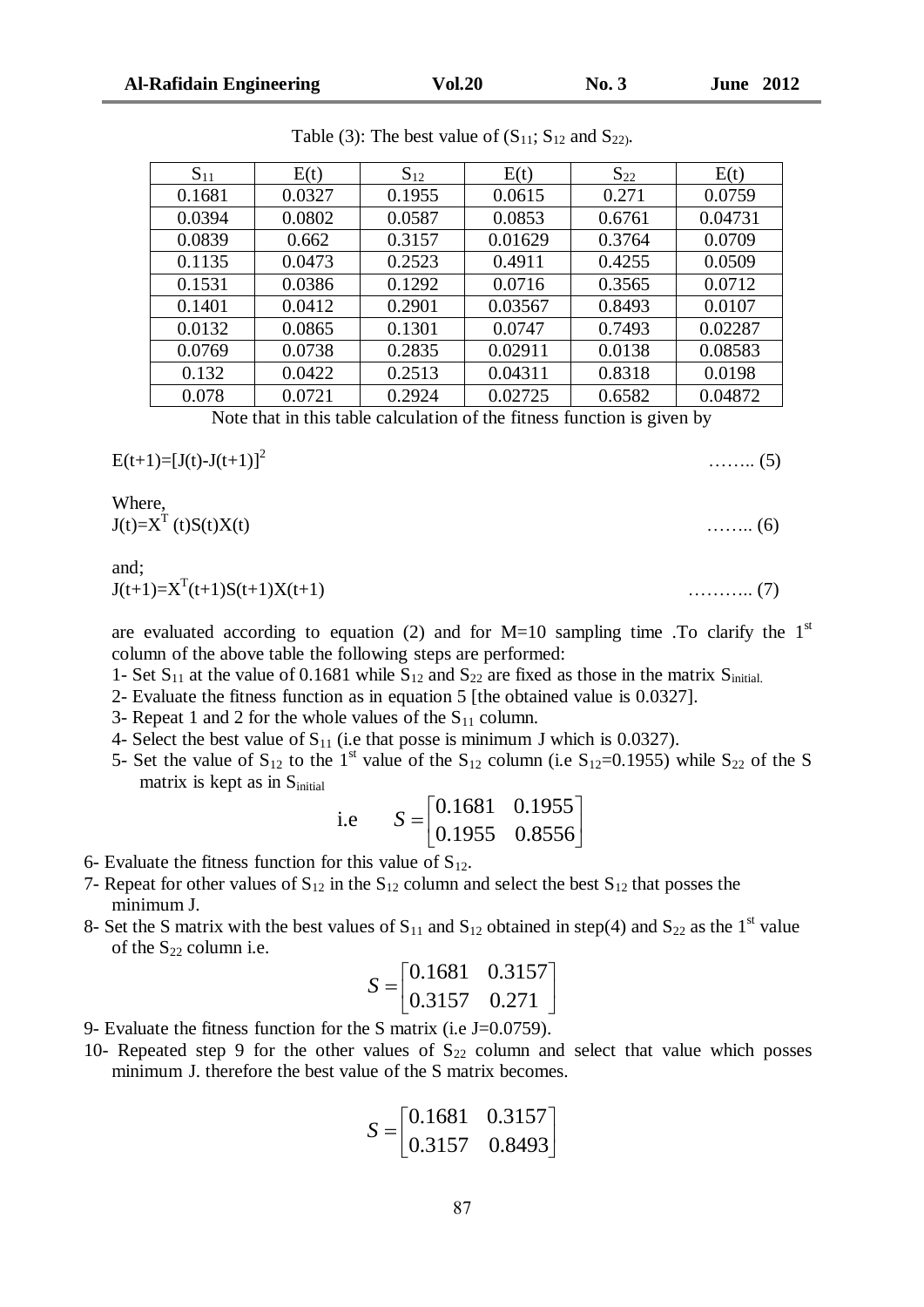Table (3): The best value of ($S_{11}$; $S_{12}$ and $S_{22}$).

| $S_{11}$ | E(t) | $S_{12}$ | E(t) | $S_{22}$ | E(t) |
|---|---|---|---|---|---|
| 0.1681 | 0.0327 | 0.1955 | 0.0615 | 0.271 | 0.0759 |
| 0.0394 | 0.0802 | 0.0587 | 0.0853 | 0.6761 | 0.04731 |
| 0.0839 | 0.662 | 0.3157 | 0.01629 | 0.3764 | 0.0709 |
| 0.1135 | 0.0473 | 0.2523 | 0.4911 | 0.4255 | 0.0509 |
| 0.1531 | 0.0386 | 0.1292 | 0.0716 | 0.3565 | 0.0712 |
| 0.1401 | 0.0412 | 0.2901 | 0.03567 | 0.8493 | 0.0107 |
| 0.0132 | 0.0865 | 0.1301 | 0.0747 | 0.7493 | 0.02287 |
| 0.0769 | 0.0738 | 0.2835 | 0.02911 | 0.0138 | 0.08583 |
| 0.132 | 0.0422 | 0.2513 | 0.04311 | 0.8318 | 0.0198 |
| 0.078 | 0.0721 | 0.2924 | 0.02725 | 0.6582 | 0.04872 |

Note that in this table calculation of the fitness function is given by

$$E(t+1)=[J(t)-J(t+1)]^2 \qquad \ldots\ldots (5)$$

Where,

$$J(t)=X^T(t)S(t)X(t) \qquad \ldots\ldots (6)$$

and;

$$J(t+1)=X^T(t+1)S(t+1)X(t+1) \qquad \ldots\ldots (7)$$

are evaluated according to equation (2) and for M=10 sampling time .To clarify the 1st column of the above table the following steps are performed:

1- Set $S_{11}$ at the value of 0.1681 while $S_{12}$ and $S_{22}$ are fixed as those in the matrix $S_{initial.}$

2- Evaluate the fitness function as in equation 5 [the obtained value is 0.0327].

3- Repeat 1 and 2 for the whole values of the $S_{11}$ column.

4- Select the best value of $S_{11}$ (i.e that posse is minimum J which is 0.0327).

5- Set the value of $S_{12}$ to the 1st value of the $S_{12}$ column (i.e $S_{12}$=0.1955) while $S_{22}$ of the S matrix is kept as in $S_{initial}$

i.e $$S=\begin{bmatrix}0.1681 & 0.1955\\ 0.1955 & 0.8556\end{bmatrix}$$

6- Evaluate the fitness function for this value of $S_{12}$.

7- Repeat for other values of $S_{12}$ in the $S_{12}$ column and select the best $S_{12}$ that posses the minimum J.

8- Set the S matrix with the best values of $S_{11}$ and $S_{12}$ obtained in step(4) and $S_{22}$ as the 1st value of the $S_{22}$ column i.e.

$$S=\begin{bmatrix}0.1681 & 0.3157\\ 0.3157 & 0.271\end{bmatrix}$$

9- Evaluate the fitness function for the S matrix (i.e J=0.0759).

10- Repeated step 9 for the other values of $S_{22}$ column and select that value which posses minimum J. therefore the best value of the S matrix becomes.

$$S=\begin{bmatrix}0.1681 & 0.3157\\ 0.3157 & 0.8493\end{bmatrix}$$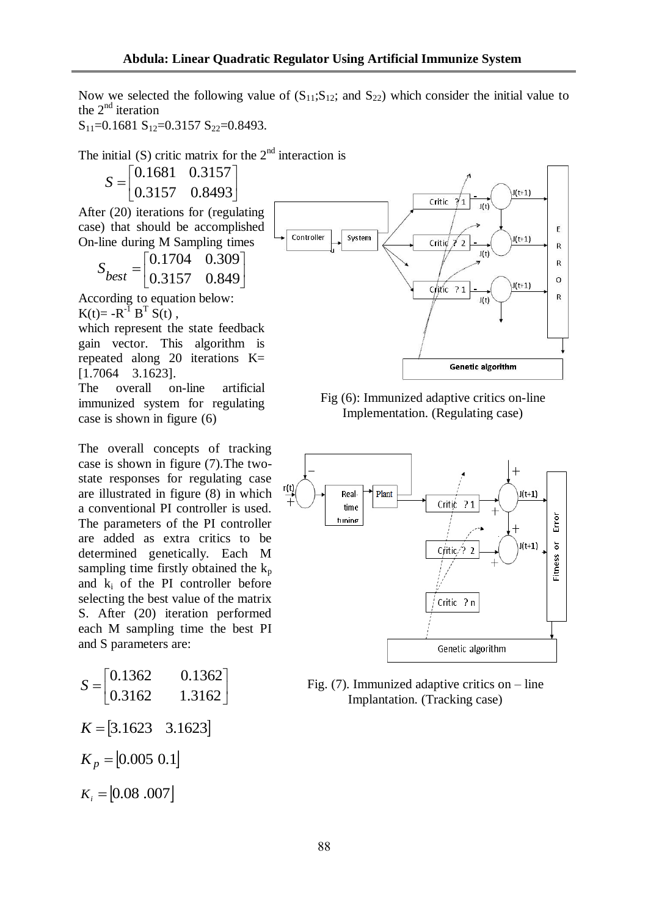Now we selected the following value of ($S_{11}$;$S_{12}$; and $S_{22}$) which consider the initial value to the 2nd iteration

$S_{11}$=0.1681 $S_{12}$=0.3157 $S_{22}$=0.8493.

The initial (S) critic matrix for the 2nd interaction is

$$S = \begin{bmatrix} 0.1681 & 0.3157 \\ 0.3157 & 0.8493 \end{bmatrix}$$

After (20) iterations for (regulating case) that should be accomplished On-line during M Sampling times

$$S_{best} = \begin{bmatrix} 0.1704 & 0.309 \\ 0.3157 & 0.849 \end{bmatrix}$$

According to equation below:

$K(t) = -R^{-1} B^T S(t)$ ,

which represent the state feedback gain vector. This algorithm is repeated along 20 iterations K= [1.7064 3.1623].

The overall on-line artificial immunized system for regulating case is shown in figure (6)

Fig (6): Immunized adaptive critics on-line Implementation. (Regulating case)

The overall concepts of tracking case is shown in figure (7).The two-state responses for regulating case are illustrated in figure (8) in which a conventional PI controller is used. The parameters of the PI controller are added as extra critics to be determined genetically. Each M sampling time firstly obtained the $k_p$ and $k_i$ of the PI controller before selecting the best value of the matrix S. After (20) iteration performed each M sampling time the best PI and S parameters are:

$$S = \begin{bmatrix} 0.1362 & 0.1362 \\ 0.3162 & 1.3162 \end{bmatrix}$$

$$K = \begin{bmatrix} 3.1623 & 3.1623 \end{bmatrix}$$

$$K_p = \begin{bmatrix} 0.005 & 0.1 \end{bmatrix}$$

$$K_i = \begin{bmatrix} 0.08 & .007 \end{bmatrix}$$

Fig. (7). Immunized adaptive critics on – line Implantation. (Tracking case)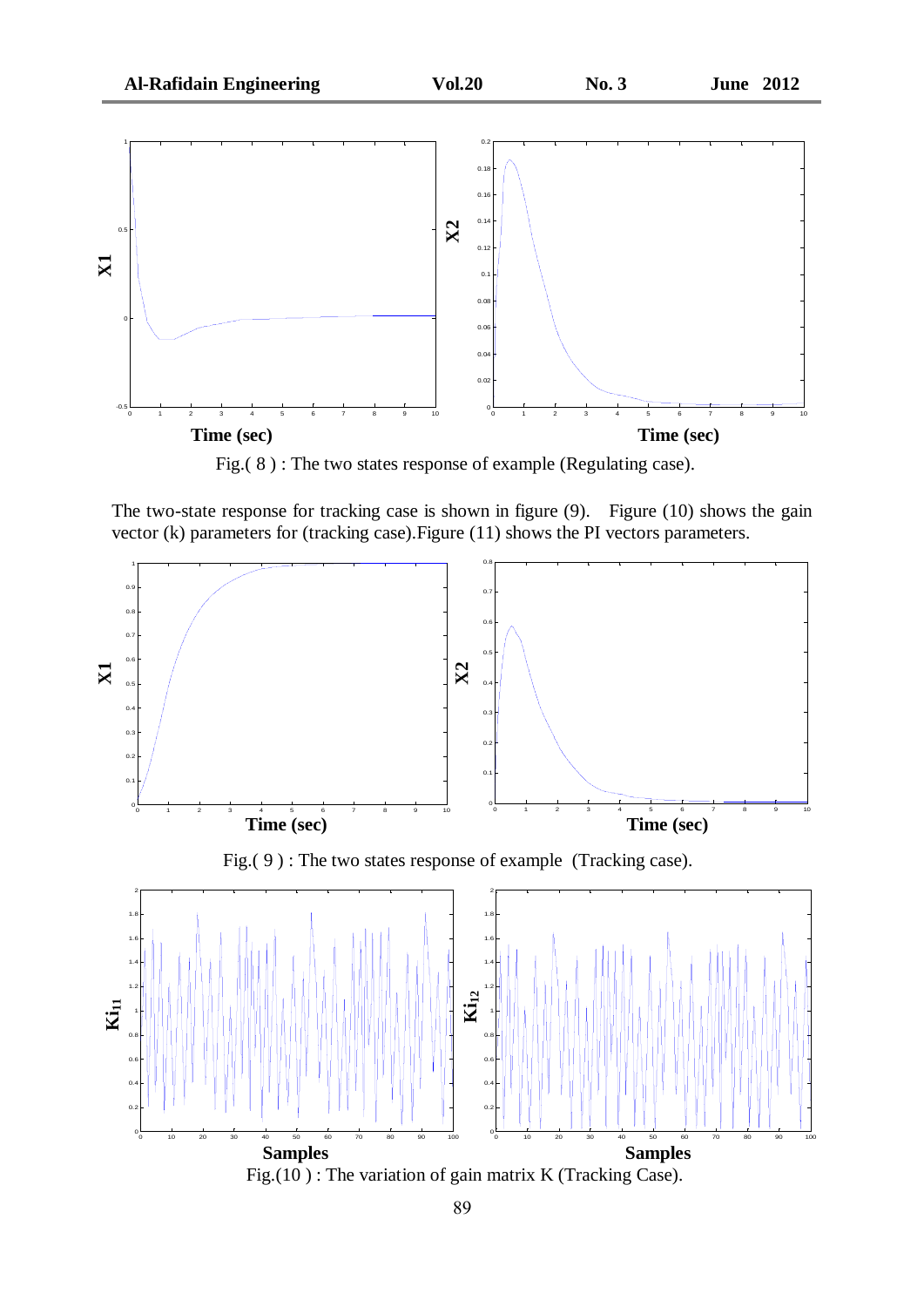Fig.( 8 ) : The two states response of example (Regulating case).

The two-state response for tracking case is shown in figure (9). Figure (10) shows the gain vector (k) parameters for (tracking case).Figure (11) shows the PI vectors parameters.

Fig.( 9 ) : The two states response of example (Tracking case).

Fig.(10 ) : The variation of gain matrix K (Tracking Case).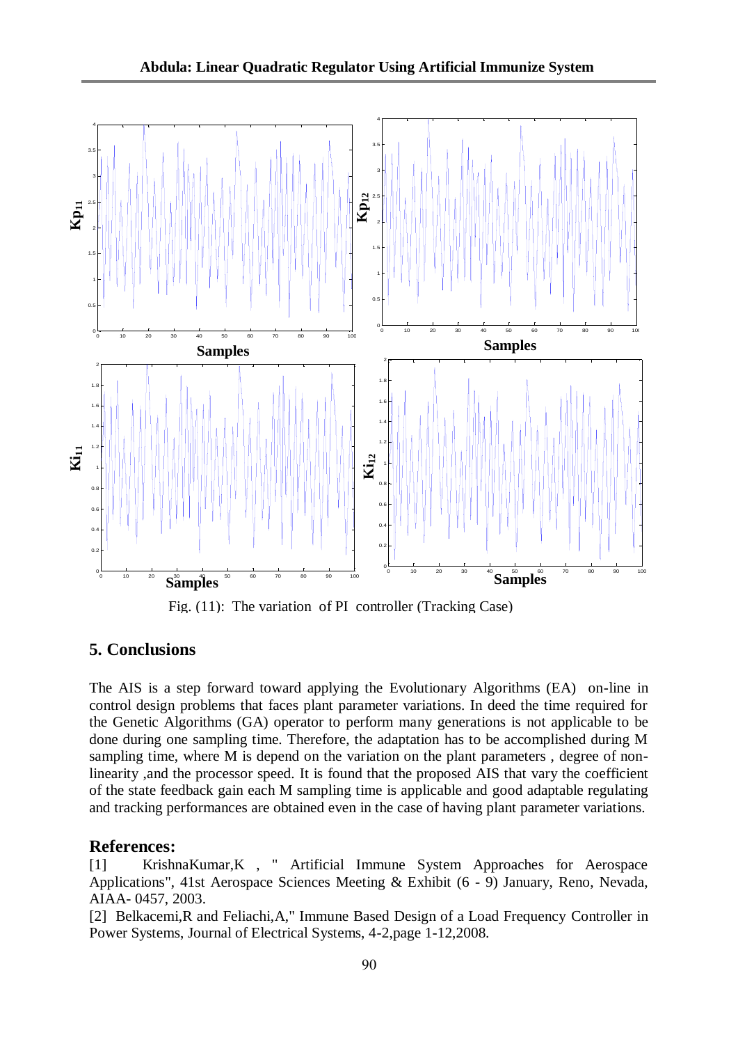Fig. (11): The variation of PI controller (Tracking Case)

## 5. Conclusions

The AIS is a step forward toward applying the Evolutionary Algorithms (EA) on-line in control design problems that faces plant parameter variations. In deed the time required for the Genetic Algorithms (GA) operator to perform many generations is not applicable to be done during one sampling time. Therefore, the adaptation has to be accomplished during M sampling time, where M is depend on the variation on the plant parameters , degree of non-linearity ,and the processor speed. It is found that the proposed AIS that vary the coefficient of the state feedback gain each M sampling time is applicable and good adaptable regulating and tracking performances are obtained even in the case of having plant parameter variations.

## References:

[1] KrishnaKumar,K , " Artificial Immune System Approaches for Aerospace Applications", 41st Aerospace Sciences Meeting & Exhibit (6 - 9) January, Reno, Nevada, AIAA- 0457, 2003.

[2] Belkacemi,R and Feliachi,A," Immune Based Design of a Load Frequency Controller in Power Systems, Journal of Electrical Systems, 4-2,page 1-12,2008.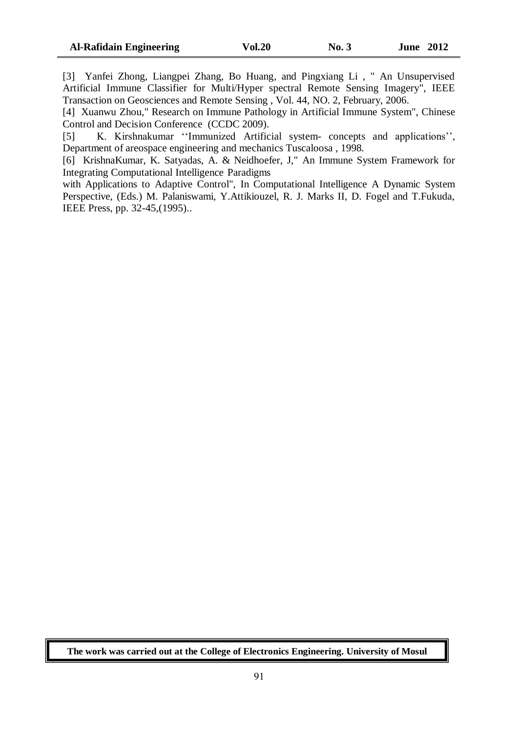[3] Yanfei Zhong, Liangpei Zhang, Bo Huang, and Pingxiang Li , " An Unsupervised Artificial Immune Classifier for Multi/Hyper spectral Remote Sensing Imagery", IEEE Transaction on Geosciences and Remote Sensing , Vol. 44, NO. 2, February, 2006.

[4] Xuanwu Zhou," Research on Immune Pathology in Artificial Immune System", Chinese Control and Decision Conference (CCDC 2009).

[5] K. Kirshnakumar ''Immunized Artificial system- concepts and applications'', Department of areospace engineering and mechanics Tuscaloosa , 1998.

[6] KrishnaKumar, K. Satyadas, A. & Neidhoefer, J," An Immune System Framework for Integrating Computational Intelligence Paradigms with Applications to Adaptive Control", In Computational Intelligence A Dynamic System Perspective, (Eds.) M. Palaniswami, Y.Attikiouzel, R. J. Marks II, D. Fogel and T.Fukuda, IEEE Press, pp. 32-45,(1995)..

**The work was carried out at the College of Electronics Engineering. University of Mosul**